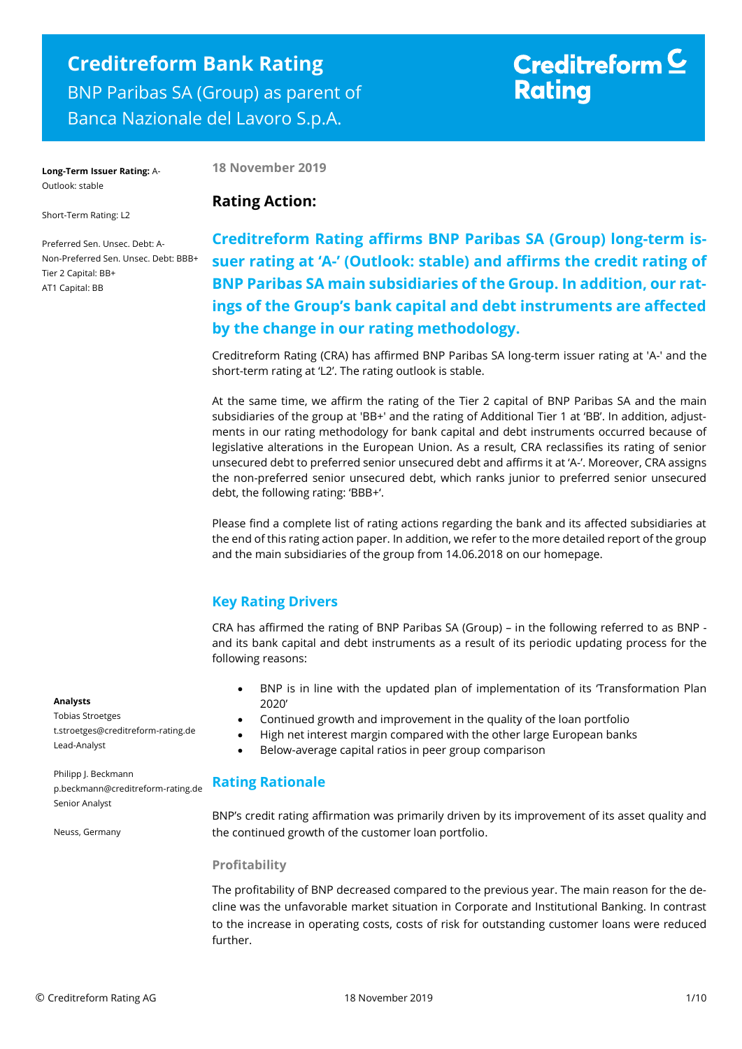# Creditreform Bank Rating

BNP Paribas SA (Group) as parent of Banca Nazionale del Lavoro S.p.A.

Creditreform Rating

**Long-Term Issuer Rating:** A-
Outlook: stable

Short-Term Rating: L2

Preferred Sen. Unsec. Debt: A-
Non-Preferred Sen. Unsec. Debt: BBB+
Tier 2 Capital: BB+
AT1 Capital: BB

**Analysts**
Tobias Stroetges
t.stroetges@creditreform-rating.de
Lead-Analyst

Philipp J. Beckmann
p.beckmann@creditreform-rating.de
Senior Analyst

Neuss, Germany

**18 November 2019**

## Rating Action:

**Creditreform Rating affirms BNP Paribas SA (Group) long-term issuer rating at 'A-' (Outlook: stable) and affirms the credit rating of BNP Paribas SA main subsidiaries of the Group. In addition, our ratings of the Group's bank capital and debt instruments are affected by the change in our rating methodology.**

Creditreform Rating (CRA) has affirmed BNP Paribas SA long-term issuer rating at 'A-' and the short-term rating at 'L2'. The rating outlook is stable.

At the same time, we affirm the rating of the Tier 2 capital of BNP Paribas SA and the main subsidiaries of the group at 'BB+' and the rating of Additional Tier 1 at 'BB'. In addition, adjustments in our rating methodology for bank capital and debt instruments occurred because of legislative alterations in the European Union. As a result, CRA reclassifies its rating of senior unsecured debt to preferred senior unsecured debt and affirms it at 'A-'. Moreover, CRA assigns the non-preferred senior unsecured debt, which ranks junior to preferred senior unsecured debt, the following rating: 'BBB+'.

Please find a complete list of rating actions regarding the bank and its affected subsidiaries at the end of this rating action paper. In addition, we refer to the more detailed report of the group and the main subsidiaries of the group from 14.06.2018 on our homepage.

## Key Rating Drivers

CRA has affirmed the rating of BNP Paribas SA (Group) – in the following referred to as BNP - and its bank capital and debt instruments as a result of its periodic updating process for the following reasons:

- BNP is in line with the updated plan of implementation of its 'Transformation Plan 2020'
- Continued growth and improvement in the quality of the loan portfolio
- High net interest margin compared with the other large European banks
- Below-average capital ratios in peer group comparison

## Rating Rationale

BNP's credit rating affirmation was primarily driven by its improvement of its asset quality and the continued growth of the customer loan portfolio.

### Profitability

The profitability of BNP decreased compared to the previous year. The main reason for the decline was the unfavorable market situation in Corporate and Institutional Banking. In contrast to the increase in operating costs, costs of risk for outstanding customer loans were reduced further.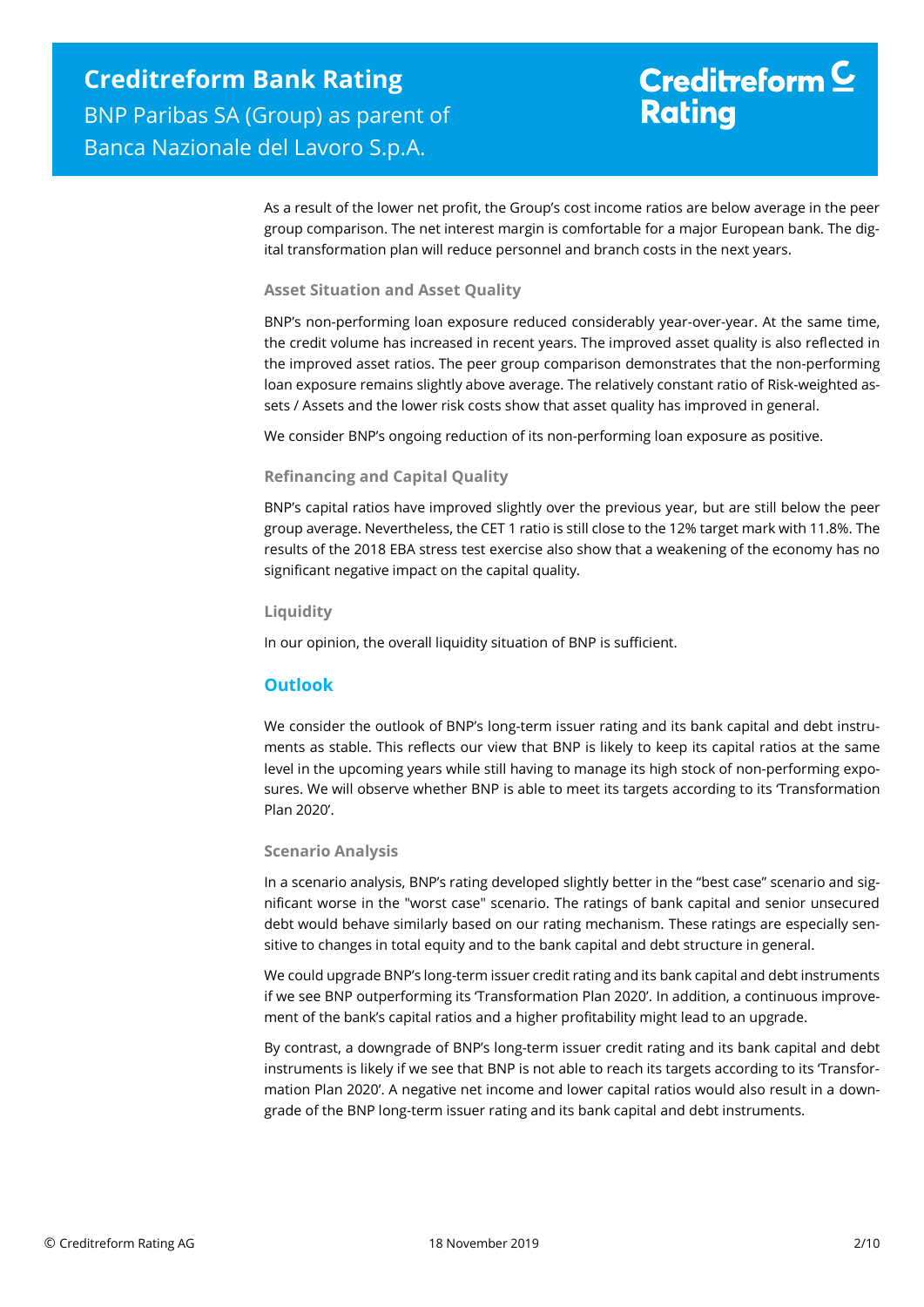As a result of the lower net profit, the Group's cost income ratios are below average in the peer group comparison. The net interest margin is comfortable for a major European bank. The digital transformation plan will reduce personnel and branch costs in the next years.

### Asset Situation and Asset Quality

BNP's non-performing loan exposure reduced considerably year-over-year. At the same time, the credit volume has increased in recent years. The improved asset quality is also reflected in the improved asset ratios. The peer group comparison demonstrates that the non-performing loan exposure remains slightly above average. The relatively constant ratio of Risk-weighted assets / Assets and the lower risk costs show that asset quality has improved in general.

We consider BNP's ongoing reduction of its non-performing loan exposure as positive.

### Refinancing and Capital Quality

BNP's capital ratios have improved slightly over the previous year, but are still below the peer group average. Nevertheless, the CET 1 ratio is still close to the 12% target mark with 11.8%. The results of the 2018 EBA stress test exercise also show that a weakening of the economy has no significant negative impact on the capital quality.

### Liquidity

In our opinion, the overall liquidity situation of BNP is sufficient.

## Outlook

We consider the outlook of BNP's long-term issuer rating and its bank capital and debt instruments as stable. This reflects our view that BNP is likely to keep its capital ratios at the same level in the upcoming years while still having to manage its high stock of non-performing exposures. We will observe whether BNP is able to meet its targets according to its 'Transformation Plan 2020'.

### Scenario Analysis

In a scenario analysis, BNP's rating developed slightly better in the "best case" scenario and significant worse in the "worst case" scenario. The ratings of bank capital and senior unsecured debt would behave similarly based on our rating mechanism. These ratings are especially sensitive to changes in total equity and to the bank capital and debt structure in general.

We could upgrade BNP's long-term issuer credit rating and its bank capital and debt instruments if we see BNP outperforming its 'Transformation Plan 2020'. In addition, a continuous improvement of the bank's capital ratios and a higher profitability might lead to an upgrade.

By contrast, a downgrade of BNP's long-term issuer credit rating and its bank capital and debt instruments is likely if we see that BNP is not able to reach its targets according to its 'Transformation Plan 2020'. A negative net income and lower capital ratios would also result in a downgrade of the BNP long-term issuer rating and its bank capital and debt instruments.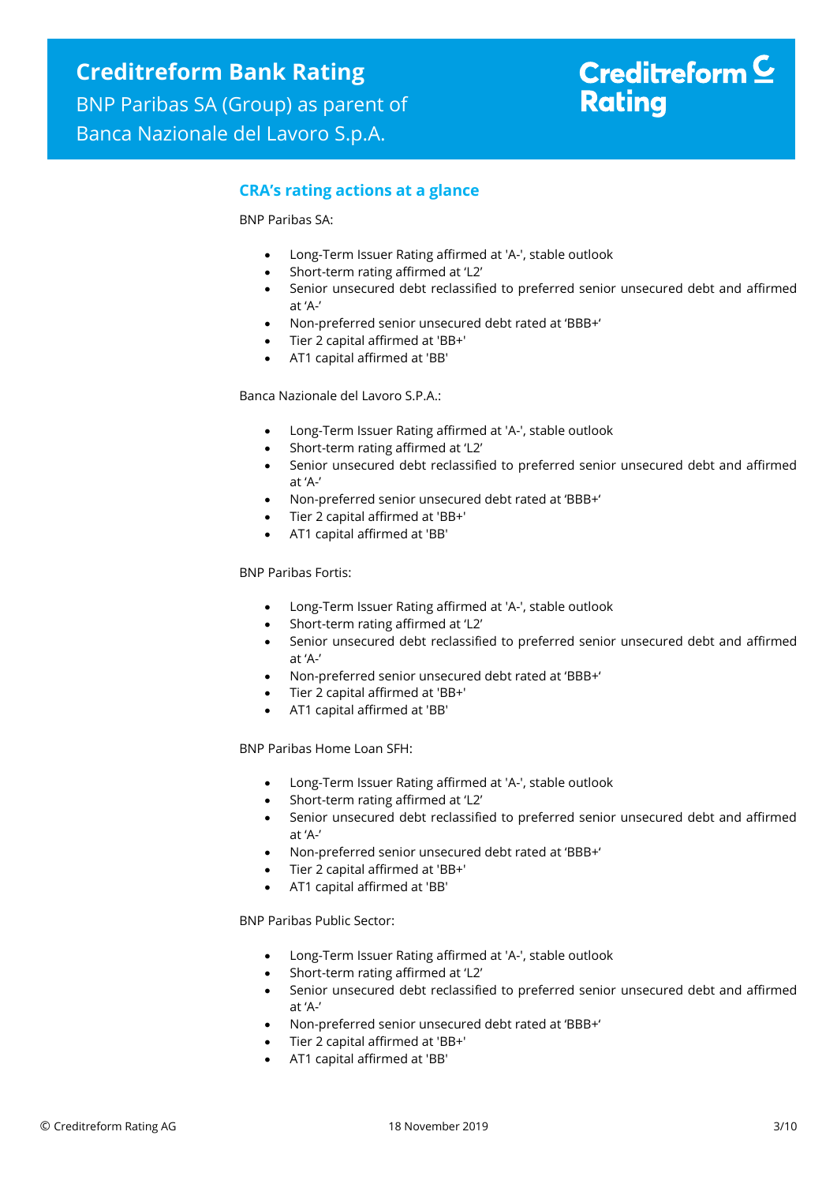## CRA's rating actions at a glance

BNP Paribas SA:

- Long-Term Issuer Rating affirmed at 'A-', stable outlook
- Short-term rating affirmed at 'L2'
- Senior unsecured debt reclassified to preferred senior unsecured debt and affirmed at 'A-'
- Non-preferred senior unsecured debt rated at 'BBB+'
- Tier 2 capital affirmed at 'BB+'
- AT1 capital affirmed at 'BB'

Banca Nazionale del Lavoro S.P.A.:

- Long-Term Issuer Rating affirmed at 'A-', stable outlook
- Short-term rating affirmed at 'L2'
- Senior unsecured debt reclassified to preferred senior unsecured debt and affirmed at 'A-'
- Non-preferred senior unsecured debt rated at 'BBB+'
- Tier 2 capital affirmed at 'BB+'
- AT1 capital affirmed at 'BB'

BNP Paribas Fortis:

- Long-Term Issuer Rating affirmed at 'A-', stable outlook
- Short-term rating affirmed at 'L2'
- Senior unsecured debt reclassified to preferred senior unsecured debt and affirmed at 'A-'
- Non-preferred senior unsecured debt rated at 'BBB+'
- Tier 2 capital affirmed at 'BB+'
- AT1 capital affirmed at 'BB'

BNP Paribas Home Loan SFH:

- Long-Term Issuer Rating affirmed at 'A-', stable outlook
- Short-term rating affirmed at 'L2'
- Senior unsecured debt reclassified to preferred senior unsecured debt and affirmed at 'A-'
- Non-preferred senior unsecured debt rated at 'BBB+'
- Tier 2 capital affirmed at 'BB+'
- AT1 capital affirmed at 'BB'

BNP Paribas Public Sector:

- Long-Term Issuer Rating affirmed at 'A-', stable outlook
- Short-term rating affirmed at 'L2'
- Senior unsecured debt reclassified to preferred senior unsecured debt and affirmed at 'A-'
- Non-preferred senior unsecured debt rated at 'BBB+'
- Tier 2 capital affirmed at 'BB+'
- AT1 capital affirmed at 'BB'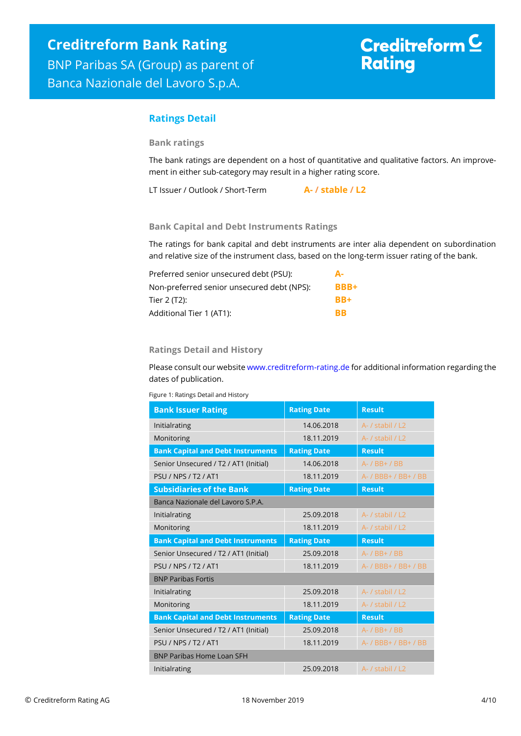## Ratings Detail

### Bank ratings

The bank ratings are dependent on a host of quantitative and qualitative factors. An improvement in either sub-category may result in a higher rating score.

LT Issuer / Outlook / Short-Term **A- / stable / L2**

### Bank Capital and Debt Instruments Ratings

The ratings for bank capital and debt instruments are inter alia dependent on subordination and relative size of the instrument class, based on the long-term issuer rating of the bank.

| | |
|---|---|
| Preferred senior unsecured debt (PSU): | **A-** |
| Non-preferred senior unsecured debt (NPS): | **BBB+** |
| Tier 2 (T2): | **BB+** |
| Additional Tier 1 (AT1): | **BB** |

### Ratings Detail and History

Please consult our website www.creditreform-rating.de for additional information regarding the dates of publication.

Figure 1: Ratings Detail and History

| Bank Issuer Rating | Rating Date | Result |
|---|---|---|
| Initialrating | 14.06.2018 | A- / stabil / L2 |
| Monitoring | 18.11.2019 | A- / stabil / L2 |
| **Bank Capital and Debt Instruments** | **Rating Date** | **Result** |
| Senior Unsecured / T2 / AT1 (Initial) | 14.06.2018 | A- / BB+ / BB |
| PSU / NPS / T2 / AT1 | 18.11.2019 | A- / BBB+ / BB+ / BB |
| **Subsidiaries of the Bank** | **Rating Date** | **Result** |
| Banca Nazionale del Lavoro S.P.A. | | |
| Initialrating | 25.09.2018 | A- / stabil / L2 |
| Monitoring | 18.11.2019 | A- / stabil / L2 |
| **Bank Capital and Debt Instruments** | **Rating Date** | **Result** |
| Senior Unsecured / T2 / AT1 (Initial) | 25.09.2018 | A- / BB+ / BB |
| PSU / NPS / T2 / AT1 | 18.11.2019 | A- / BBB+ / BB+ / BB |
| BNP Paribas Fortis | | |
| Initialrating | 25.09.2018 | A- / stabil / L2 |
| Monitoring | 18.11.2019 | A- / stabil / L2 |
| **Bank Capital and Debt Instruments** | **Rating Date** | **Result** |
| Senior Unsecured / T2 / AT1 (Initial) | 25.09.2018 | A- / BB+ / BB |
| PSU / NPS / T2 / AT1 | 18.11.2019 | A- / BBB+ / BB+ / BB |
| BNP Paribas Home Loan SFH | | |
| Initialrating | 25.09.2018 | A- / stabil / L2 |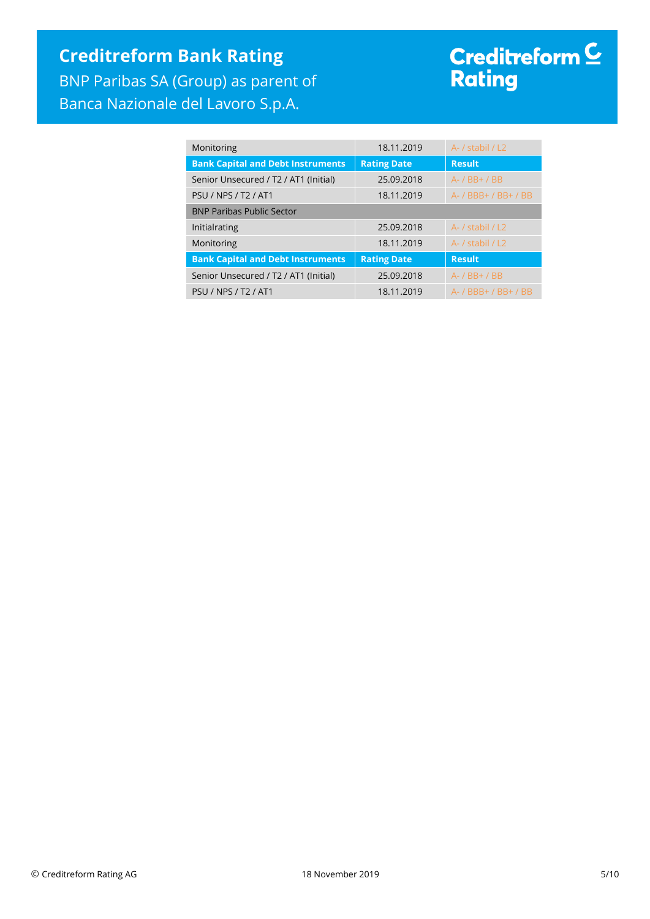| Monitoring | 18.11.2019 | A- / stabil / L2 |
|---|---|---|
| **Bank Capital and Debt Instruments** | **Rating Date** | **Result** |
| Senior Unsecured / T2 / AT1 (Initial) | 25.09.2018 | A- / BB+ / BB |
| PSU / NPS / T2 / AT1 | 18.11.2019 | A- / BBB+ / BB+ / BB |
| BNP Paribas Public Sector | | |
| Initialrating | 25.09.2018 | A- / stabil / L2 |
| Monitoring | 18.11.2019 | A- / stabil / L2 |
| **Bank Capital and Debt Instruments** | **Rating Date** | **Result** |
| Senior Unsecured / T2 / AT1 (Initial) | 25.09.2018 | A- / BB+ / BB |
| PSU / NPS / T2 / AT1 | 18.11.2019 | A- / BBB+ / BB+ / BB |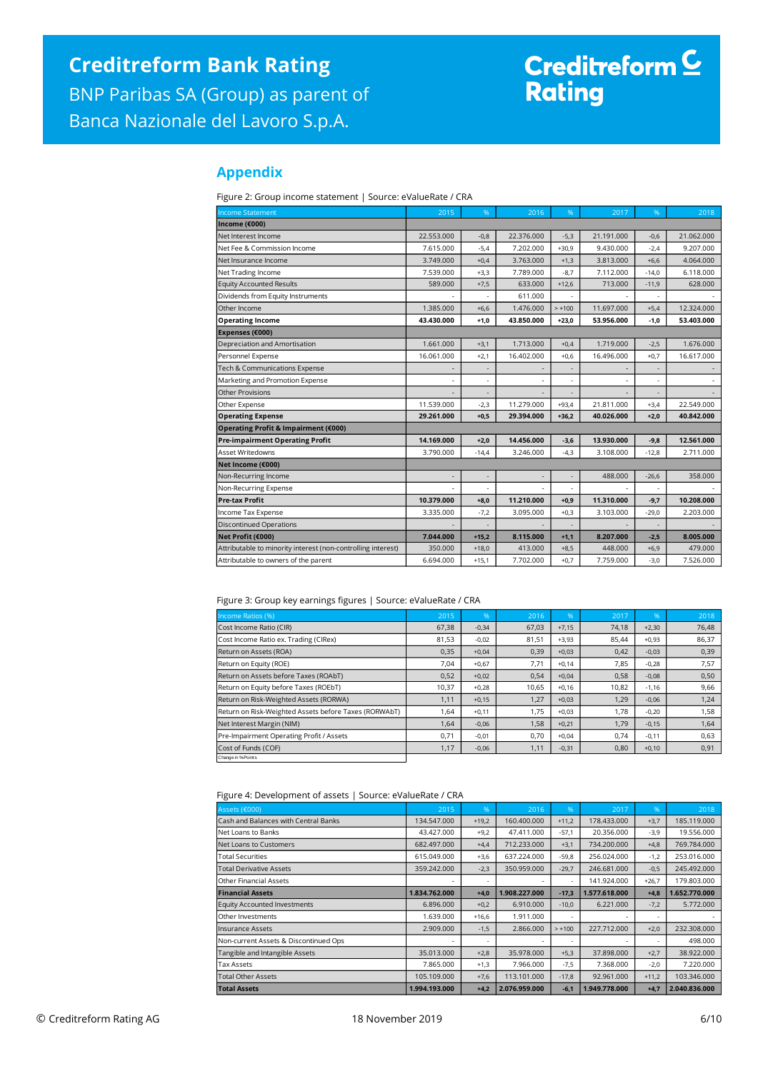## Appendix

Figure 2: Group income statement | Source: eValueRate / CRA

| Income Statement | 2015 | % | 2016 | % | 2017 | % | 2018 |
|---|---|---|---|---|---|---|---|
| **Income (€000)** | | | | | | | |
| Net Interest Income | 22.553.000 | -0,8 | 22.376.000 | -5,3 | 21.191.000 | -0,6 | 21.062.000 |
| Net Fee & Commission Income | 7.615.000 | -5,4 | 7.202.000 | +30,9 | 9.430.000 | -2,4 | 9.207.000 |
| Net Insurance Income | 3.749.000 | +0,4 | 3.763.000 | +1,3 | 3.813.000 | +6,6 | 4.064.000 |
| Net Trading Income | 7.539.000 | +3,3 | 7.789.000 | -8,7 | 7.112.000 | -14,0 | 6.118.000 |
| Equity Accounted Results | 589.000 | +7,5 | 633.000 | +12,6 | 713.000 | -11,9 | 628.000 |
| Dividends from Equity Instruments | - | - | 611.000 | - | - | - | - |
| Other Income | 1.385.000 | +6,6 | 1.476.000 | > +100 | 11.697.000 | +5,4 | 12.324.000 |
| **Operating Income** | **43.430.000** | **+1,0** | **43.850.000** | **+23,0** | **53.956.000** | **-1,0** | **53.403.000** |
| **Expenses (€000)** | | | | | | | |
| Depreciation and Amortisation | 1.661.000 | +3,1 | 1.713.000 | +0,4 | 1.719.000 | -2,5 | 1.676.000 |
| Personnel Expense | 16.061.000 | +2,1 | 16.402.000 | +0,6 | 16.496.000 | +0,7 | 16.617.000 |
| Tech & Communications Expense | - | - | - | - | - | - | - |
| Marketing and Promotion Expense | - | - | - | - | - | - | - |
| Other Provisions | - | - | - | - | - | - | - |
| Other Expense | 11.539.000 | -2,3 | 11.279.000 | +93,4 | 21.811.000 | +3,4 | 22.549.000 |
| **Operating Expense** | **29.261.000** | **+0,5** | **29.394.000** | **+36,2** | **40.026.000** | **+2,0** | **40.842.000** |
| **Operating Profit & Impairment (€000)** | | | | | | | |
| **Pre-impairment Operating Profit** | **14.169.000** | **+2,0** | **14.456.000** | **-3,6** | **13.930.000** | **-9,8** | **12.561.000** |
| Asset Writedowns | 3.790.000 | -14,4 | 3.246.000 | -4,3 | 3.108.000 | -12,8 | 2.711.000 |
| **Net Income (€000)** | | | | | | | |
| Non-Recurring Income | - | - | - | - | 488.000 | -26,6 | 358.000 |
| Non-Recurring Expense | - | - | - | - | - | - | - |
| **Pre-tax Profit** | **10.379.000** | **+8,0** | **11.210.000** | **+0,9** | **11.310.000** | **-9,7** | **10.208.000** |
| Income Tax Expense | 3.335.000 | -7,2 | 3.095.000 | +0,3 | 3.103.000 | -29,0 | 2.203.000 |
| Discontinued Operations | - | - | - | - | - | - | - |
| **Net Profit (€000)** | **7.044.000** | **+15,2** | **8.115.000** | **+1,1** | **8.207.000** | **-2,5** | **8.005.000** |
| Attributable to minority interest (non-controlling interest) | 350.000 | +18,0 | 413.000 | +8,5 | 448.000 | +6,9 | 479.000 |
| Attributable to owners of the parent | 6.694.000 | +15,1 | 7.702.000 | +0,7 | 7.759.000 | -3,0 | 7.526.000 |

Figure 3: Group key earnings figures | Source: eValueRate / CRA

| Income Ratios (%) | 2015 | % | 2016 | % | 2017 | % | 2018 |
|---|---|---|---|---|---|---|---|
| Cost Income Ratio (CIR) | 67,38 | -0,34 | 67,03 | +7,15 | 74,18 | +2,30 | 76,48 |
| Cost Income Ratio ex. Trading (CIRex) | 81,53 | -0,02 | 81,51 | +3,93 | 85,44 | +0,93 | 86,37 |
| Return on Assets (ROA) | 0,35 | +0,04 | 0,39 | +0,03 | 0,42 | -0,03 | 0,39 |
| Return on Equity (ROE) | 7,04 | +0,67 | 7,71 | +0,14 | 7,85 | -0,28 | 7,57 |
| Return on Assets before Taxes (ROAbT) | 0,52 | +0,02 | 0,54 | +0,04 | 0,58 | -0,08 | 0,50 |
| Return on Equity before Taxes (ROEbT) | 10,37 | +0,28 | 10,65 | +0,16 | 10,82 | -1,16 | 9,66 |
| Return on Risk-Weighted Assets (RORWA) | 1,11 | +0,15 | 1,27 | +0,03 | 1,29 | -0,06 | 1,24 |
| Return on Risk-Weighted Assets before Taxes (RORWAbT) | 1,64 | +0,11 | 1,75 | +0,03 | 1,78 | -0,20 | 1,58 |
| Net Interest Margin (NIM) | 1,64 | -0,06 | 1,58 | +0,21 | 1,79 | -0,15 | 1,64 |
| Pre-Impairment Operating Profit / Assets | 0,71 | -0,01 | 0,70 | +0,04 | 0,74 | -0,11 | 0,63 |
| Cost of Funds (COF) | 1,17 | -0,06 | 1,11 | -0,31 | 0,80 | +0,10 | 0,91 |

Change in %Points

Figure 4: Development of assets | Source: eValueRate / CRA

| Assets (€000) | 2015 | % | 2016 | % | 2017 | % | 2018 |
|---|---|---|---|---|---|---|---|
| Cash and Balances with Central Banks | 134.547.000 | +19,2 | 160.400.000 | +11,2 | 178.433.000 | +3,7 | 185.119.000 |
| Net Loans to Banks | 43.427.000 | +9,2 | 47.411.000 | -57,1 | 20.356.000 | -3,9 | 19.556.000 |
| Net Loans to Customers | 682.497.000 | +4,4 | 712.233.000 | +3,1 | 734.200.000 | +4,8 | 769.784.000 |
| Total Securities | 615.049.000 | +3,6 | 637.224.000 | -59,8 | 256.024.000 | -1,2 | 253.016.000 |
| Total Derivative Assets | 359.242.000 | -2,3 | 350.959.000 | -29,7 | 246.681.000 | -0,5 | 245.492.000 |
| Other Financial Assets | - | - | - | - | 141.924.000 | +26,7 | 179.803.000 |
| **Financial Assets** | **1.834.762.000** | **+4,0** | **1.908.227.000** | **-17,3** | **1.577.618.000** | **+4,8** | **1.652.770.000** |
| Equity Accounted Investments | 6.896.000 | +0,2 | 6.910.000 | -10,0 | 6.221.000 | -7,2 | 5.772.000 |
| Other Investments | 1.639.000 | +16,6 | 1.911.000 | - | - | - | - |
| Insurance Assets | 2.909.000 | -1,5 | 2.866.000 | > +100 | 227.712.000 | +2,0 | 232.308.000 |
| Non-current Assets & Discontinued Ops | - | - | - | - | - | - | 498.000 |
| Tangible and Intangible Assets | 35.013.000 | +2,8 | 35.978.000 | +5,3 | 37.898.000 | +2,7 | 38.922.000 |
| Tax Assets | 7.865.000 | +1,3 | 7.966.000 | -7,5 | 7.368.000 | -2,0 | 7.220.000 |
| Total Other Assets | 105.109.000 | +7,6 | 113.101.000 | -17,8 | 92.961.000 | +11,2 | 103.346.000 |
| **Total Assets** | **1.994.193.000** | **+4,2** | **2.076.959.000** | **-6,1** | **1.949.778.000** | **+4,7** | **2.040.836.000** |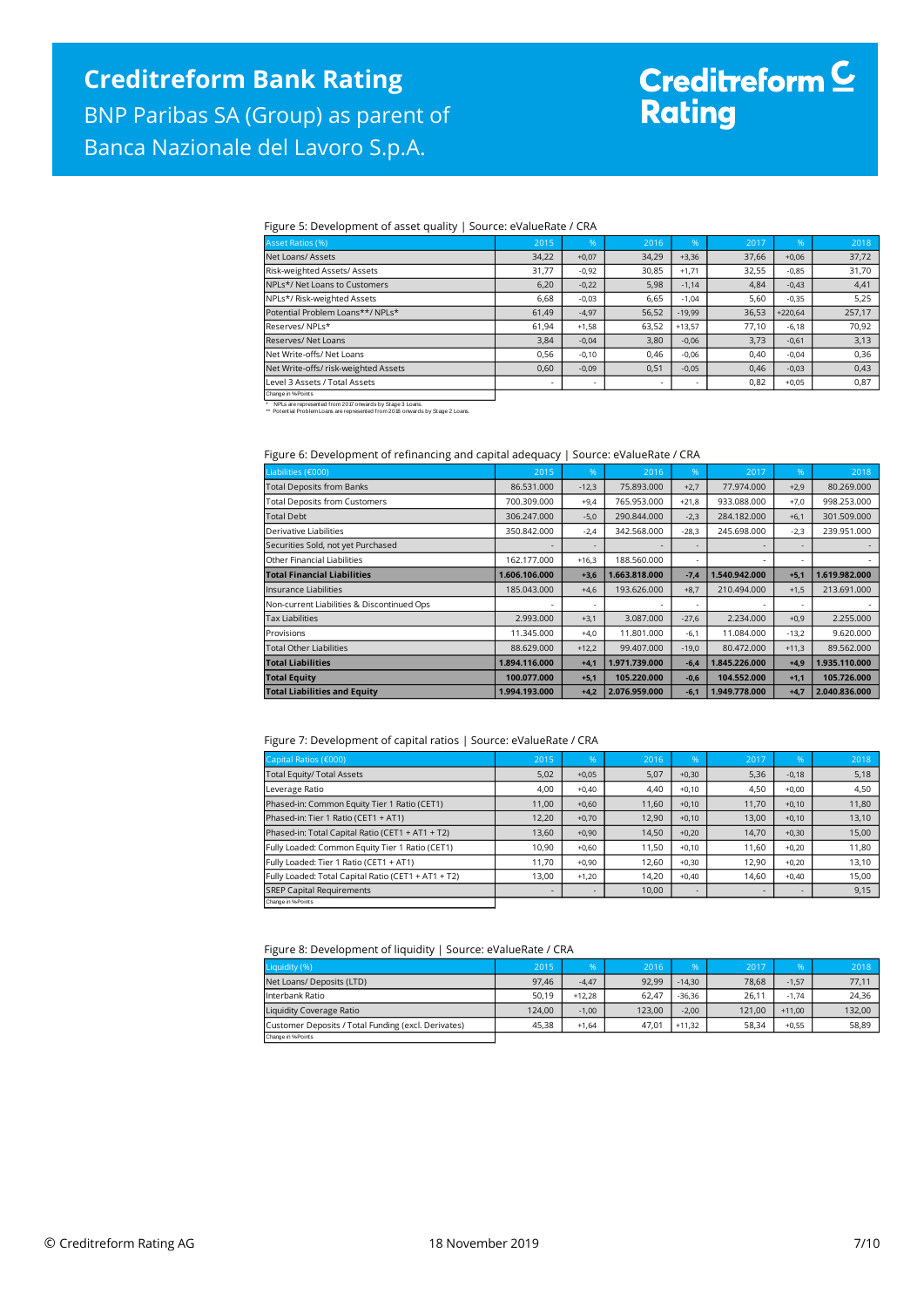Figure 5: Development of asset quality | Source: eValueRate / CRA

| Asset Ratios (%) | 2015 | % | 2016 | % | 2017 | % | 2018 |
|---|---|---|---|---|---|---|---|
| Net Loans/ Assets | 34,22 | +0,07 | 34,29 | +3,36 | 37,66 | +0,06 | 37,72 |
| Risk-weighted Assets/ Assets | 31,77 | -0,92 | 30,85 | +1,71 | 32,55 | -0,85 | 31,70 |
| NPLs*/ Net Loans to Customers | 6,20 | -0,22 | 5,98 | -1,14 | 4,84 | -0,43 | 4,41 |
| NPLs*/ Risk-weighted Assets | 6,68 | -0,03 | 6,65 | -1,04 | 5,60 | -0,35 | 5,25 |
| Potential Problem Loans**/ NPLs* | 61,49 | -4,97 | 56,52 | -19,99 | 36,53 | +220,64 | 257,17 |
| Reserves/ NPLs* | 61,94 | +1,58 | 63,52 | +13,57 | 77,10 | -6,18 | 70,92 |
| Reserves/ Net Loans | 3,84 | -0,04 | 3,80 | -0,06 | 3,73 | -0,61 | 3,13 |
| Net Write-offs/ Net Loans | 0,56 | -0,10 | 0,46 | -0,06 | 0,40 | -0,04 | 0,36 |
| Net Write-offs/ risk-weighted Assets | 0,60 | -0,09 | 0,51 | -0,05 | 0,46 | -0,03 | 0,43 |
| Level 3 Assets / Total Assets | - | - | - | - | 0,82 | +0,05 | 0,87 |

Change in %Points

\* NPLs are represented from 2017 onwards by Stage 3 Loans.
\*\* Potential Problem Loans are represented from 2018 onwards by Stage 2 Loans.

Figure 6: Development of refinancing and capital adequacy | Source: eValueRate / CRA

| Liabilities (€000) | 2015 | % | 2016 | % | 2017 | % | 2018 |
|---|---|---|---|---|---|---|---|
| Total Deposits from Banks | 86.531.000 | -12,3 | 75.893.000 | +2,7 | 77.974.000 | +2,9 | 80.269.000 |
| Total Deposits from Customers | 700.309.000 | +9,4 | 765.953.000 | +21,8 | 933.088.000 | +7,0 | 998.253.000 |
| Total Debt | 306.247.000 | -5,0 | 290.844.000 | -2,3 | 284.182.000 | +6,1 | 301.509.000 |
| Derivative Liabilities | 350.842.000 | -2,4 | 342.568.000 | -28,3 | 245.698.000 | -2,3 | 239.951.000 |
| Securities Sold, not yet Purchased | - | - | - | - | - | - | - |
| Other Financial Liabilities | 162.177.000 | +16,3 | 188.560.000 | - | - | - | - |
| **Total Financial Liabilities** | **1.606.106.000** | **+3,6** | **1.663.818.000** | **-7,4** | **1.540.942.000** | **+5,1** | **1.619.982.000** |
| Insurance Liabilities | 185.043.000 | +4,6 | 193.626.000 | +8,7 | 210.494.000 | +1,5 | 213.691.000 |
| Non-current Liabilities & Discontinued Ops | - | - | - | - | - | - | - |
| Tax Liabilities | 2.993.000 | +3,1 | 3.087.000 | -27,6 | 2.234.000 | +0,9 | 2.255.000 |
| Provisions | 11.345.000 | +4,0 | 11.801.000 | -6,1 | 11.084.000 | -13,2 | 9.620.000 |
| Total Other Liabilities | 88.629.000 | +12,2 | 99.407.000 | -19,0 | 80.472.000 | +11,3 | 89.562.000 |
| **Total Liabilities** | **1.894.116.000** | **+4,1** | **1.971.739.000** | **-6,4** | **1.845.226.000** | **+4,9** | **1.935.110.000** |
| **Total Equity** | **100.077.000** | **+5,1** | **105.220.000** | **-0,6** | **104.552.000** | **+1,1** | **105.726.000** |
| **Total Liabilities and Equity** | **1.994.193.000** | **+4,2** | **2.076.959.000** | **-6,1** | **1.949.778.000** | **+4,7** | **2.040.836.000** |

Figure 7: Development of capital ratios | Source: eValueRate / CRA

| Capital Ratios (€000) | 2015 | % | 2016 | % | 2017 | % | 2018 |
|---|---|---|---|---|---|---|---|
| Total Equity/ Total Assets | 5,02 | +0,05 | 5,07 | +0,30 | 5,36 | -0,18 | 5,18 |
| Leverage Ratio | 4,00 | +0,40 | 4,40 | +0,10 | 4,50 | +0,00 | 4,50 |
| Phased-in: Common Equity Tier 1 Ratio (CET1) | 11,00 | +0,60 | 11,60 | +0,10 | 11,70 | +0,10 | 11,80 |
| Phased-in: Tier 1 Ratio (CET1 + AT1) | 12,20 | +0,70 | 12,90 | +0,10 | 13,00 | +0,10 | 13,10 |
| Phased-in: Total Capital Ratio (CET1 + AT1 + T2) | 13,60 | +0,90 | 14,50 | +0,20 | 14,70 | +0,30 | 15,00 |
| Fully Loaded: Common Equity Tier 1 Ratio (CET1) | 10,90 | +0,60 | 11,50 | +0,10 | 11,60 | +0,20 | 11,80 |
| Fully Loaded: Tier 1 Ratio (CET1 + AT1) | 11,70 | +0,90 | 12,60 | +0,30 | 12,90 | +0,20 | 13,10 |
| Fully Loaded: Total Capital Ratio (CET1 + AT1 + T2) | 13,00 | +1,20 | 14,20 | +0,40 | 14,60 | +0,40 | 15,00 |
| SREP Capital Requirements | - | - | 10,00 | - | - | - | 9,15 |

Change in %Points

Figure 8: Development of liquidity | Source: eValueRate / CRA

| Liquidity (%) | 2015 | % | 2016 | % | 2017 | % | 2018 |
|---|---|---|---|---|---|---|---|
| Net Loans/ Deposits (LTD) | 97,46 | -4,47 | 92,99 | -14,30 | 78,68 | -1,57 | 77,11 |
| Interbank Ratio | 50,19 | +12,28 | 62,47 | -36,36 | 26,11 | -1,74 | 24,36 |
| Liquidity Coverage Ratio | 124,00 | -1,00 | 123,00 | -2,00 | 121,00 | +11,00 | 132,00 |
| Customer Deposits / Total Funding (excl. Derivates) | 45,38 | +1,64 | 47,01 | +11,32 | 58,34 | +0,55 | 58,89 |

Change in %Points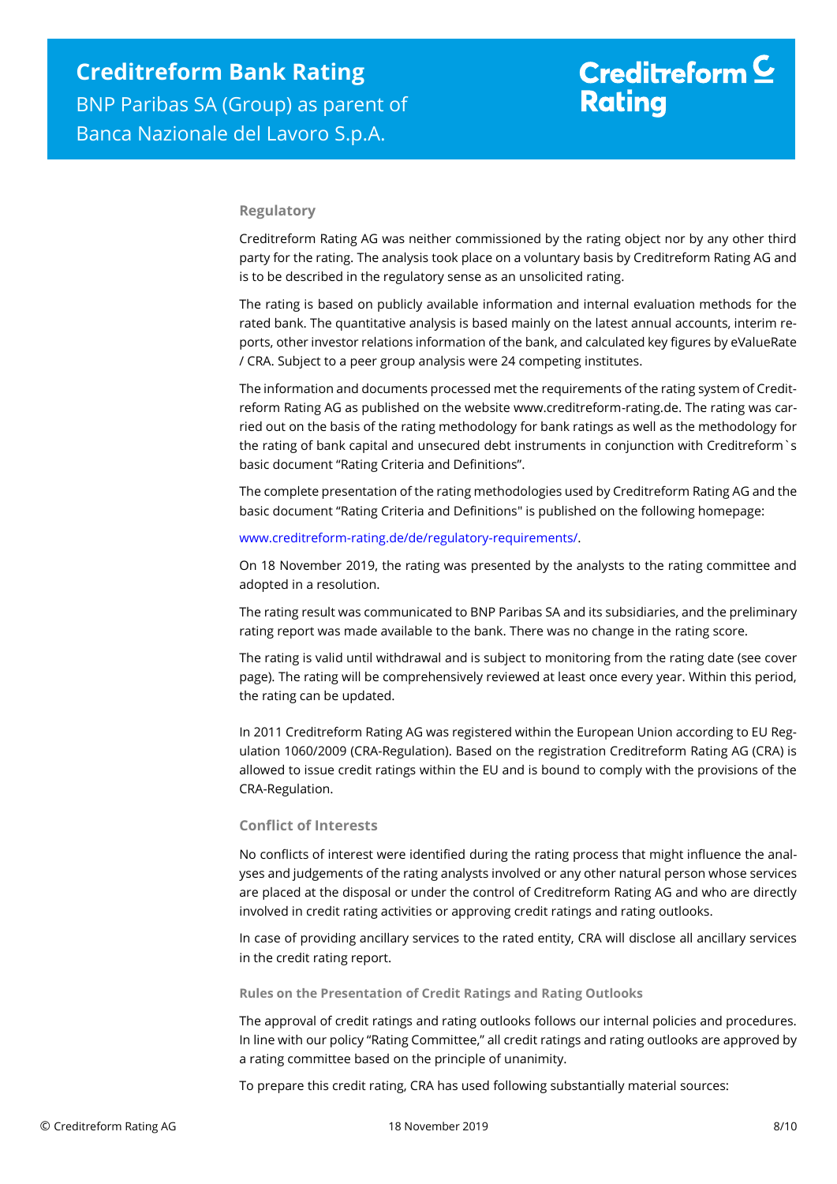## Regulatory

Creditreform Rating AG was neither commissioned by the rating object nor by any other third party for the rating. The analysis took place on a voluntary basis by Creditreform Rating AG and is to be described in the regulatory sense as an unsolicited rating.

The rating is based on publicly available information and internal evaluation methods for the rated bank. The quantitative analysis is based mainly on the latest annual accounts, interim reports, other investor relations information of the bank, and calculated key figures by eValueRate / CRA. Subject to a peer group analysis were 24 competing institutes.

The information and documents processed met the requirements of the rating system of Creditreform Rating AG as published on the website www.creditreform-rating.de. The rating was carried out on the basis of the rating methodology for bank ratings as well as the methodology for the rating of bank capital and unsecured debt instruments in conjunction with Creditreform`s basic document "Rating Criteria and Definitions".

The complete presentation of the rating methodologies used by Creditreform Rating AG and the basic document "Rating Criteria and Definitions" is published on the following homepage:

www.creditreform-rating.de/de/regulatory-requirements/.

On 18 November 2019, the rating was presented by the analysts to the rating committee and adopted in a resolution.

The rating result was communicated to BNP Paribas SA and its subsidiaries, and the preliminary rating report was made available to the bank. There was no change in the rating score.

The rating is valid until withdrawal and is subject to monitoring from the rating date (see cover page). The rating will be comprehensively reviewed at least once every year. Within this period, the rating can be updated.

In 2011 Creditreform Rating AG was registered within the European Union according to EU Regulation 1060/2009 (CRA-Regulation). Based on the registration Creditreform Rating AG (CRA) is allowed to issue credit ratings within the EU and is bound to comply with the provisions of the CRA-Regulation.

## Conflict of Interests

No conflicts of interest were identified during the rating process that might influence the analyses and judgements of the rating analysts involved or any other natural person whose services are placed at the disposal or under the control of Creditreform Rating AG and who are directly involved in credit rating activities or approving credit ratings and rating outlooks.

In case of providing ancillary services to the rated entity, CRA will disclose all ancillary services in the credit rating report.

### Rules on the Presentation of Credit Ratings and Rating Outlooks

The approval of credit ratings and rating outlooks follows our internal policies and procedures. In line with our policy "Rating Committee," all credit ratings and rating outlooks are approved by a rating committee based on the principle of unanimity.

To prepare this credit rating, CRA has used following substantially material sources: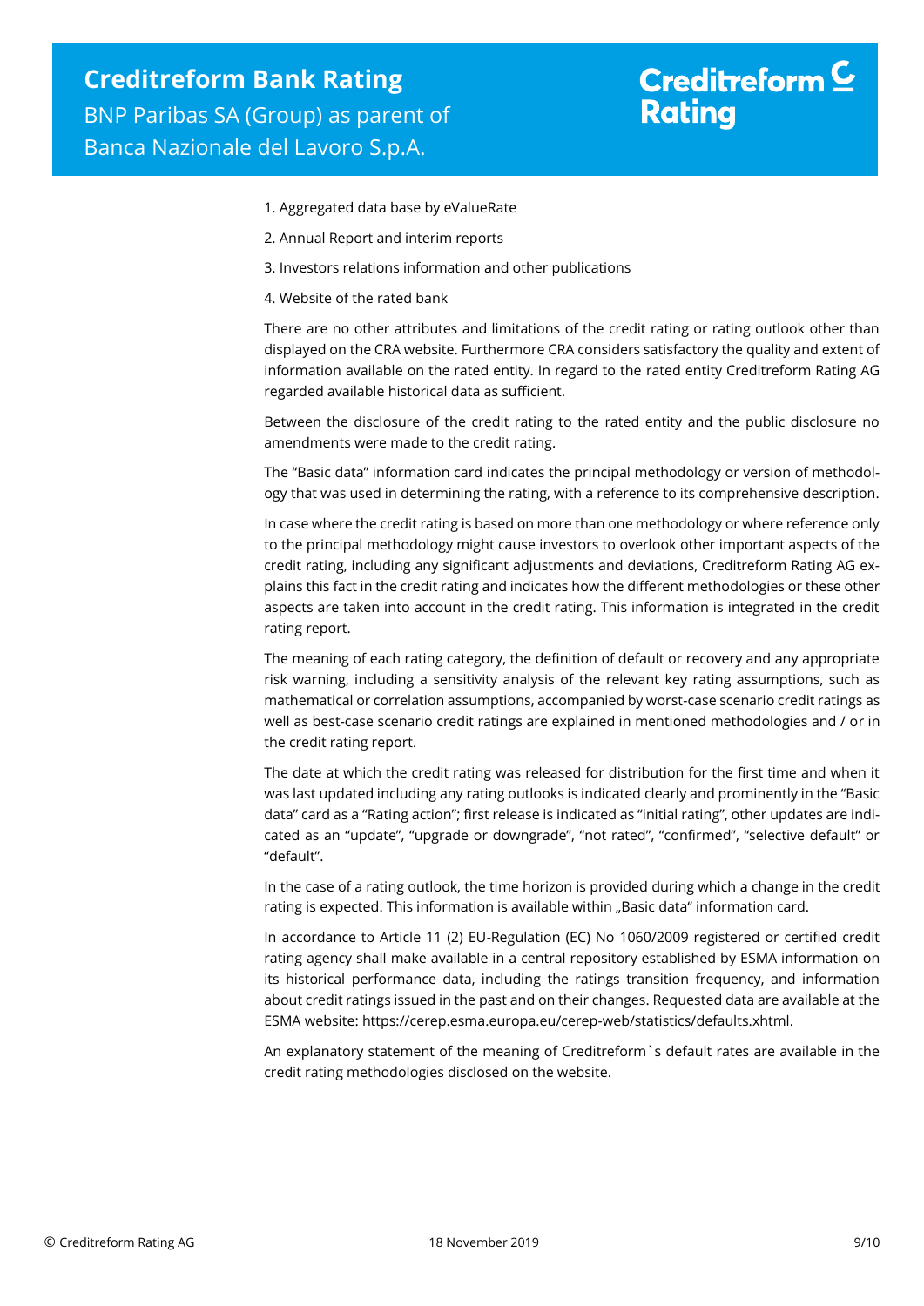1. Aggregated data base by eValueRate
2. Annual Report and interim reports
3. Investors relations information and other publications
4. Website of the rated bank

There are no other attributes and limitations of the credit rating or rating outlook other than displayed on the CRA website. Furthermore CRA considers satisfactory the quality and extent of information available on the rated entity. In regard to the rated entity Creditreform Rating AG regarded available historical data as sufficient.

Between the disclosure of the credit rating to the rated entity and the public disclosure no amendments were made to the credit rating.

The "Basic data" information card indicates the principal methodology or version of methodology that was used in determining the rating, with a reference to its comprehensive description.

In case where the credit rating is based on more than one methodology or where reference only to the principal methodology might cause investors to overlook other important aspects of the credit rating, including any significant adjustments and deviations, Creditreform Rating AG explains this fact in the credit rating and indicates how the different methodologies or these other aspects are taken into account in the credit rating. This information is integrated in the credit rating report.

The meaning of each rating category, the definition of default or recovery and any appropriate risk warning, including a sensitivity analysis of the relevant key rating assumptions, such as mathematical or correlation assumptions, accompanied by worst-case scenario credit ratings as well as best-case scenario credit ratings are explained in mentioned methodologies and / or in the credit rating report.

The date at which the credit rating was released for distribution for the first time and when it was last updated including any rating outlooks is indicated clearly and prominently in the "Basic data" card as a "Rating action"; first release is indicated as "initial rating", other updates are indicated as an "update", "upgrade or downgrade", "not rated", "confirmed", "selective default" or "default".

In the case of a rating outlook, the time horizon is provided during which a change in the credit rating is expected. This information is available within „Basic data" information card.

In accordance to Article 11 (2) EU-Regulation (EC) No 1060/2009 registered or certified credit rating agency shall make available in a central repository established by ESMA information on its historical performance data, including the ratings transition frequency, and information about credit ratings issued in the past and on their changes. Requested data are available at the ESMA website: https://cerep.esma.europa.eu/cerep-web/statistics/defaults.xhtml.

An explanatory statement of the meaning of Creditreform`s default rates are available in the credit rating methodologies disclosed on the website.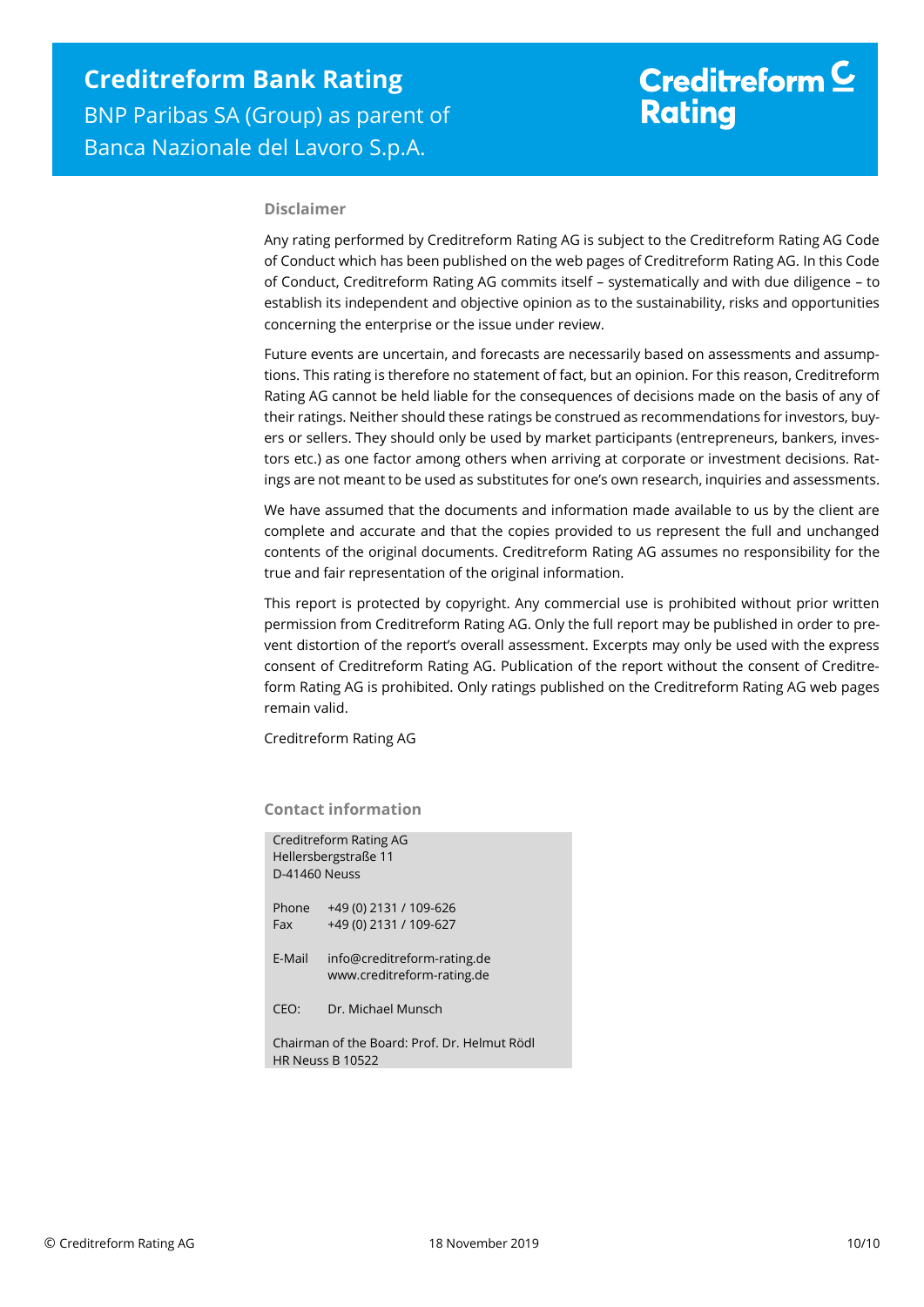## Disclaimer

Any rating performed by Creditreform Rating AG is subject to the Creditreform Rating AG Code of Conduct which has been published on the web pages of Creditreform Rating AG. In this Code of Conduct, Creditreform Rating AG commits itself – systematically and with due diligence – to establish its independent and objective opinion as to the sustainability, risks and opportunities concerning the enterprise or the issue under review.

Future events are uncertain, and forecasts are necessarily based on assessments and assumptions. This rating is therefore no statement of fact, but an opinion. For this reason, Creditreform Rating AG cannot be held liable for the consequences of decisions made on the basis of any of their ratings. Neither should these ratings be construed as recommendations for investors, buyers or sellers. They should only be used by market participants (entrepreneurs, bankers, investors etc.) as one factor among others when arriving at corporate or investment decisions. Ratings are not meant to be used as substitutes for one's own research, inquiries and assessments.

We have assumed that the documents and information made available to us by the client are complete and accurate and that the copies provided to us represent the full and unchanged contents of the original documents. Creditreform Rating AG assumes no responsibility for the true and fair representation of the original information.

This report is protected by copyright. Any commercial use is prohibited without prior written permission from Creditreform Rating AG. Only the full report may be published in order to prevent distortion of the report's overall assessment. Excerpts may only be used with the express consent of Creditreform Rating AG. Publication of the report without the consent of Creditreform Rating AG is prohibited. Only ratings published on the Creditreform Rating AG web pages remain valid.

Creditreform Rating AG

## Contact information

Creditreform Rating AG
Hellersbergstraße 11
D-41460 Neuss

Phone +49 (0) 2131 / 109-626
Fax +49 (0) 2131 / 109-627

E-Mail info@creditreform-rating.de
www.creditreform-rating.de

CEO: Dr. Michael Munsch

Chairman of the Board: Prof. Dr. Helmut Rödl
HR Neuss B 10522